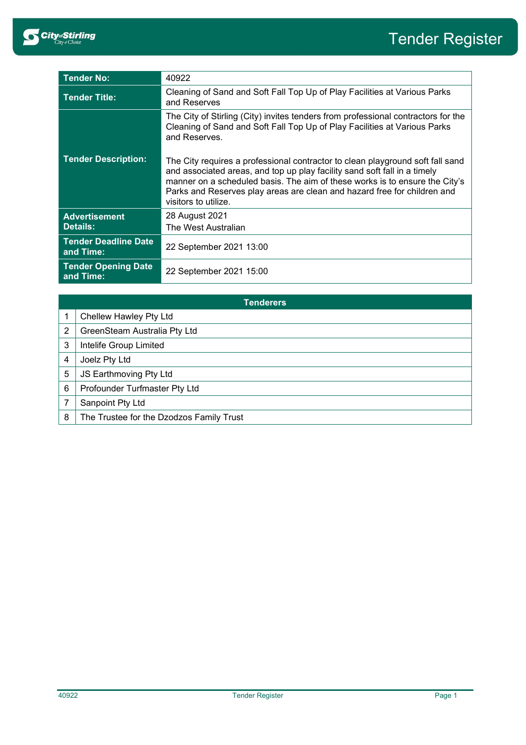# Tender Register

| Tender No: | 40922 |
|---|---|
| Tender Title: | Cleaning of Sand and Soft Fall Top Up of Play Facilities at Various Parks and Reserves |
| Tender Description: | The City of Stirling (City) invites tenders from professional contractors for the Cleaning of Sand and Soft Fall Top Up of Play Facilities at Various Parks and Reserves.<br><br>The City requires a professional contractor to clean playground soft fall sand and associated areas, and top up play facility sand soft fall in a timely manner on a scheduled basis. The aim of these works is to ensure the City's Parks and Reserves play areas are clean and hazard free for children and visitors to utilize. |
| Advertisement Details: | 28 August 2021<br>The West Australian |
| Tender Deadline Date and Time: | 22 September 2021 13:00 |
| Tender Opening Date and Time: | 22 September 2021 15:00 |

| Tenderers | |
|---|---|
| 1 | Chellew Hawley Pty Ltd |
| 2 | GreenSteam Australia Pty Ltd |
| 3 | Intelife Group Limited |
| 4 | Joelz Pty Ltd |
| 5 | JS Earthmoving Pty Ltd |
| 6 | Profounder Turfmaster Pty Ltd |
| 7 | Sanpoint Pty Ltd |
| 8 | The Trustee for the Dzodzos Family Trust |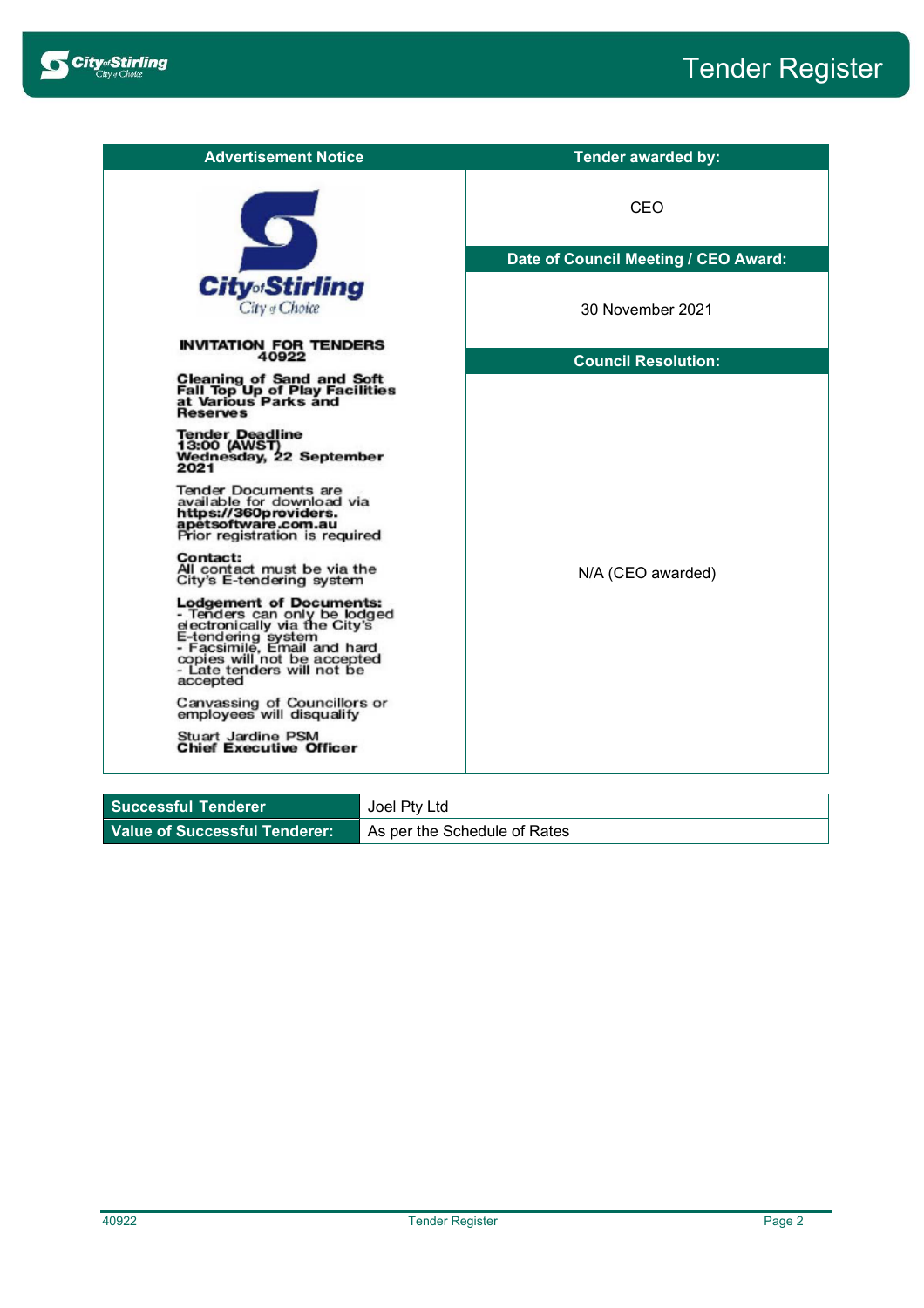| Advertisement Notice | Tender awarded by: |
| --- | --- |
| City of Stirling<br>City of Choice<br><br>**INVITATION FOR TENDERS**<br>**40922**<br><br>**Cleaning of Sand and Soft Fall Top Up of Play Facilities at Various Parks and Reserves**<br><br>**Tender Deadline**<br>**13:00 (AWST)**<br>**Wednesday, 22 September 2021**<br><br>Tender Documents are available for download via **https://360providers.apetsoftware.com.au**<br>Prior registration is required<br><br>**Contact:**<br>All contact must be via the City's E-tendering system<br><br>**Lodgement of Documents:**<br>- Tenders can only be lodged electronically via the City's E-tendering system<br>- Facsimile, Email and hard copies will not be accepted<br>- Late tenders will not be accepted<br><br>Canvassing of Councillors or employees will disqualify<br><br>Stuart Jardine PSM<br>**Chief Executive Officer** | CEO<br><br>**Date of Council Meeting / CEO Award:**<br><br>30 November 2021<br><br>**Council Resolution:**<br><br>N/A (CEO awarded) |

| | |
| --- | --- |
| **Successful Tenderer** | Joel Pty Ltd |
| **Value of Successful Tenderer:** | As per the Schedule of Rates |